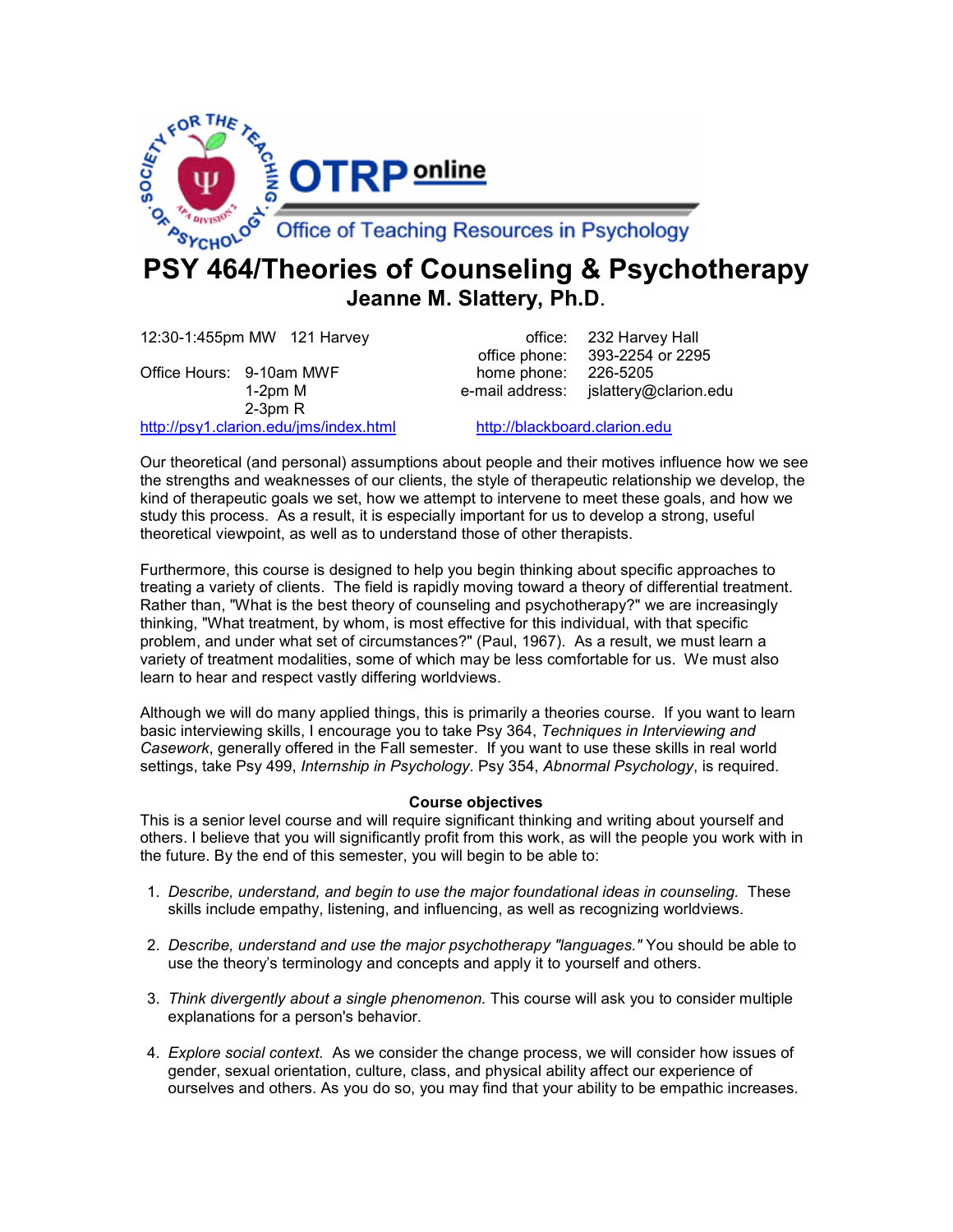OTRP online

Office of Teaching Resources in Psychology

# PSY 464/Theories of Counseling & Psychotherapy

## Jeanne M. Slattery, Ph.D.

12:30-1:455pm MW 121 Harvey

Office Hours: 9-10am MWF
1-2pm M
2-3pm R

http://psy1.clarion.edu/jms/index.html

office: 232 Harvey Hall
office phone: 393-2254 or 2295
home phone: 226-5205
e-mail address: jslattery@clarion.edu

http://blackboard.clarion.edu

Our theoretical (and personal) assumptions about people and their motives influence how we see the strengths and weaknesses of our clients, the style of therapeutic relationship we develop, the kind of therapeutic goals we set, how we attempt to intervene to meet these goals, and how we study this process. As a result, it is especially important for us to develop a strong, useful theoretical viewpoint, as well as to understand those of other therapists.

Furthermore, this course is designed to help you begin thinking about specific approaches to treating a variety of clients. The field is rapidly moving toward a theory of differential treatment. Rather than, "What is the best theory of counseling and psychotherapy?" we are increasingly thinking, "What treatment, by whom, is most effective for this individual, with that specific problem, and under what set of circumstances?" (Paul, 1967). As a result, we must learn a variety of treatment modalities, some of which may be less comfortable for us. We must also learn to hear and respect vastly differing worldviews.

Although we will do many applied things, this is primarily a theories course. If you want to learn basic interviewing skills, I encourage you to take Psy 364, *Techniques in Interviewing and Casework*, generally offered in the Fall semester. If you want to use these skills in real world settings, take Psy 499, *Internship in Psychology*. Psy 354, *Abnormal Psychology*, is required.

### Course objectives

This is a senior level course and will require significant thinking and writing about yourself and others. I believe that you will significantly profit from this work, as will the people you work with in the future. By the end of this semester, you will begin to be able to:

1. *Describe, understand, and begin to use the major foundational ideas in counseling.* These skills include empathy, listening, and influencing, as well as recognizing worldviews.

2. *Describe, understand and use the major psychotherapy "languages."* You should be able to use the theory's terminology and concepts and apply it to yourself and others.

3. *Think divergently about a single phenomenon.* This course will ask you to consider multiple explanations for a person's behavior.

4. *Explore social context.* As we consider the change process, we will consider how issues of gender, sexual orientation, culture, class, and physical ability affect our experience of ourselves and others. As you do so, you may find that your ability to be empathic increases.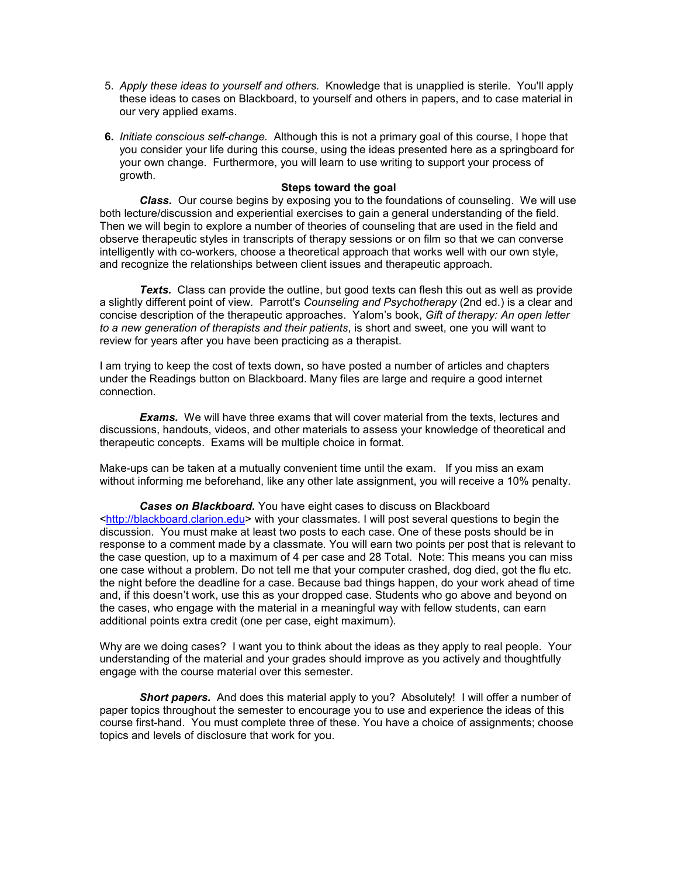5. *Apply these ideas to yourself and others.* Knowledge that is unapplied is sterile. You'll apply these ideas to cases on Blackboard, to yourself and others in papers, and to case material in our very applied exams.

6. *Initiate conscious self-change.* Although this is not a primary goal of this course, I hope that you consider your life during this course, using the ideas presented here as a springboard for your own change. Furthermore, you will learn to use writing to support your process of growth.

**Steps toward the goal**

***Class.*** Our course begins by exposing you to the foundations of counseling. We will use both lecture/discussion and experiential exercises to gain a general understanding of the field. Then we will begin to explore a number of theories of counseling that are used in the field and observe therapeutic styles in transcripts of therapy sessions or on film so that we can converse intelligently with co-workers, choose a theoretical approach that works well with our own style, and recognize the relationships between client issues and therapeutic approach.

***Texts.*** Class can provide the outline, but good texts can flesh this out as well as provide a slightly different point of view. Parrott's *Counseling and Psychotherapy* (2nd ed.) is a clear and concise description of the therapeutic approaches. Yalom's book, *Gift of therapy: An open letter to a new generation of therapists and their patients*, is short and sweet, one you will want to review for years after you have been practicing as a therapist.

I am trying to keep the cost of texts down, so have posted a number of articles and chapters under the Readings button on Blackboard. Many files are large and require a good internet connection.

***Exams.*** We will have three exams that will cover material from the texts, lectures and discussions, handouts, videos, and other materials to assess your knowledge of theoretical and therapeutic concepts. Exams will be multiple choice in format.

Make-ups can be taken at a mutually convenient time until the exam. If you miss an exam without informing me beforehand, like any other late assignment, you will receive a 10% penalty.

***Cases on Blackboard.*** You have eight cases to discuss on Blackboard <http://blackboard.clarion.edu> with your classmates. I will post several questions to begin the discussion. You must make at least two posts to each case. One of these posts should be in response to a comment made by a classmate. You will earn two points per post that is relevant to the case question, up to a maximum of 4 per case and 28 Total. Note: This means you can miss one case without a problem. Do not tell me that your computer crashed, dog died, got the flu etc. the night before the deadline for a case. Because bad things happen, do your work ahead of time and, if this doesn't work, use this as your dropped case. Students who go above and beyond on the cases, who engage with the material in a meaningful way with fellow students, can earn additional points extra credit (one per case, eight maximum).

Why are we doing cases? I want you to think about the ideas as they apply to real people. Your understanding of the material and your grades should improve as you actively and thoughtfully engage with the course material over this semester.

***Short papers.*** And does this material apply to you? Absolutely! I will offer a number of paper topics throughout the semester to encourage you to use and experience the ideas of this course first-hand. You must complete three of these. You have a choice of assignments; choose topics and levels of disclosure that work for you.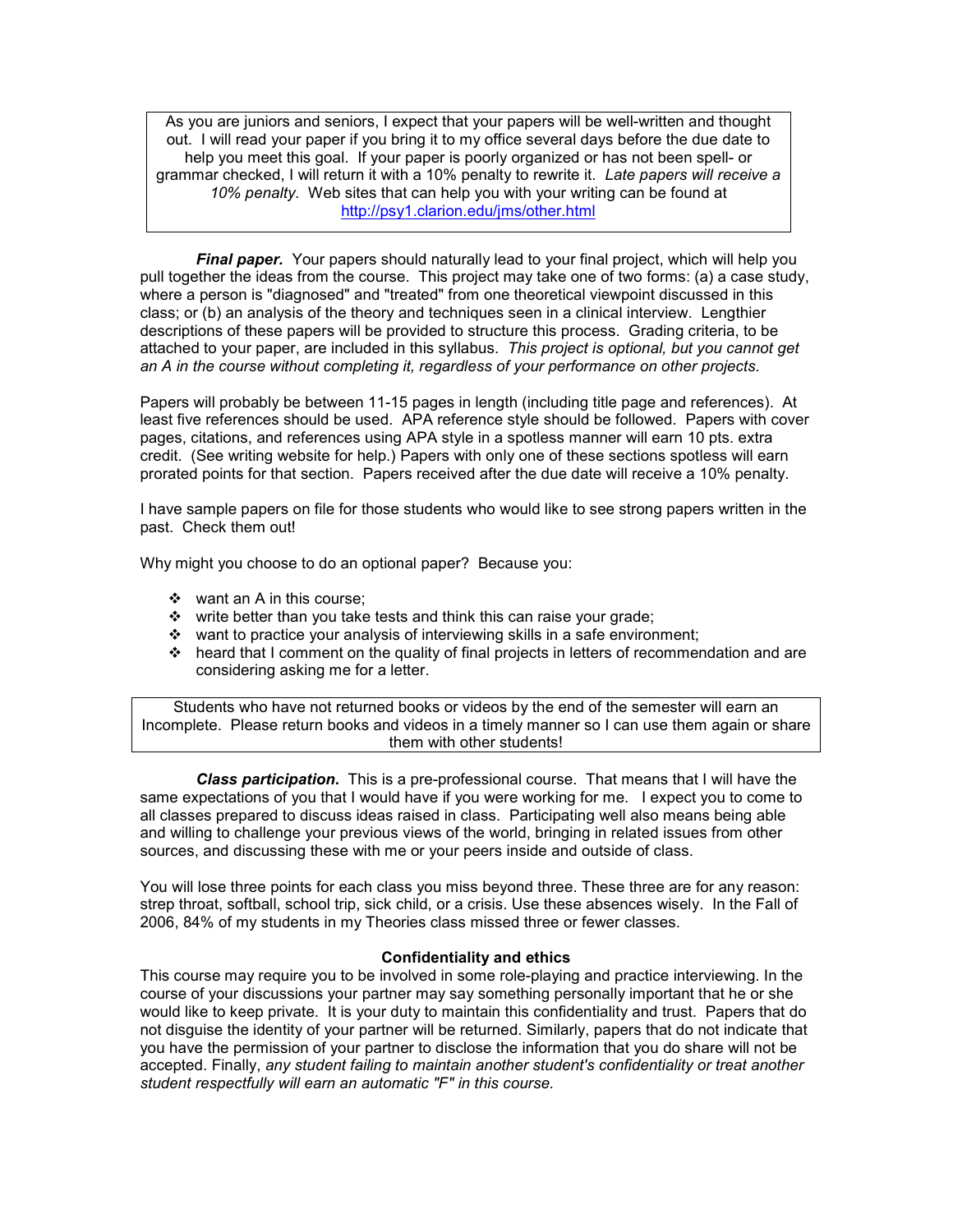As you are juniors and seniors, I expect that your papers will be well-written and thought out. I will read your paper if you bring it to my office several days before the due date to help you meet this goal. If your paper is poorly organized or has not been spell- or grammar checked, I will return it with a 10% penalty to rewrite it. *Late papers will receive a 10% penalty.* Web sites that can help you with your writing can be found at http://psy1.clarion.edu/jms/other.html

***Final paper.*** Your papers should naturally lead to your final project, which will help you pull together the ideas from the course. This project may take one of two forms: (a) a case study, where a person is "diagnosed" and "treated" from one theoretical viewpoint discussed in this class; or (b) an analysis of the theory and techniques seen in a clinical interview. Lengthier descriptions of these papers will be provided to structure this process. Grading criteria, to be attached to your paper, are included in this syllabus. *This project is optional, but you cannot get an A in the course without completing it, regardless of your performance on other projects.*

Papers will probably be between 11-15 pages in length (including title page and references). At least five references should be used. APA reference style should be followed. Papers with cover pages, citations, and references using APA style in a spotless manner will earn 10 pts. extra credit. (See writing website for help.) Papers with only one of these sections spotless will earn prorated points for that section. Papers received after the due date will receive a 10% penalty.

I have sample papers on file for those students who would like to see strong papers written in the past. Check them out!

Why might you choose to do an optional paper? Because you:

- want an A in this course;
- write better than you take tests and think this can raise your grade;
- want to practice your analysis of interviewing skills in a safe environment;
- heard that I comment on the quality of final projects in letters of recommendation and are considering asking me for a letter.

Students who have not returned books or videos by the end of the semester will earn an Incomplete. Please return books and videos in a timely manner so I can use them again or share them with other students!

***Class participation.*** This is a pre-professional course. That means that I will have the same expectations of you that I would have if you were working for me. I expect you to come to all classes prepared to discuss ideas raised in class. Participating well also means being able and willing to challenge your previous views of the world, bringing in related issues from other sources, and discussing these with me or your peers inside and outside of class.

You will lose three points for each class you miss beyond three. These three are for any reason: strep throat, softball, school trip, sick child, or a crisis. Use these absences wisely. In the Fall of 2006, 84% of my students in my Theories class missed three or fewer classes.

**Confidentiality and ethics**

This course may require you to be involved in some role-playing and practice interviewing. In the course of your discussions your partner may say something personally important that he or she would like to keep private. It is your duty to maintain this confidentiality and trust. Papers that do not disguise the identity of your partner will be returned. Similarly, papers that do not indicate that you have the permission of your partner to disclose the information that you do share will not be accepted. Finally, *any student failing to maintain another student's confidentiality or treat another student respectfully will earn an automatic "F" in this course.*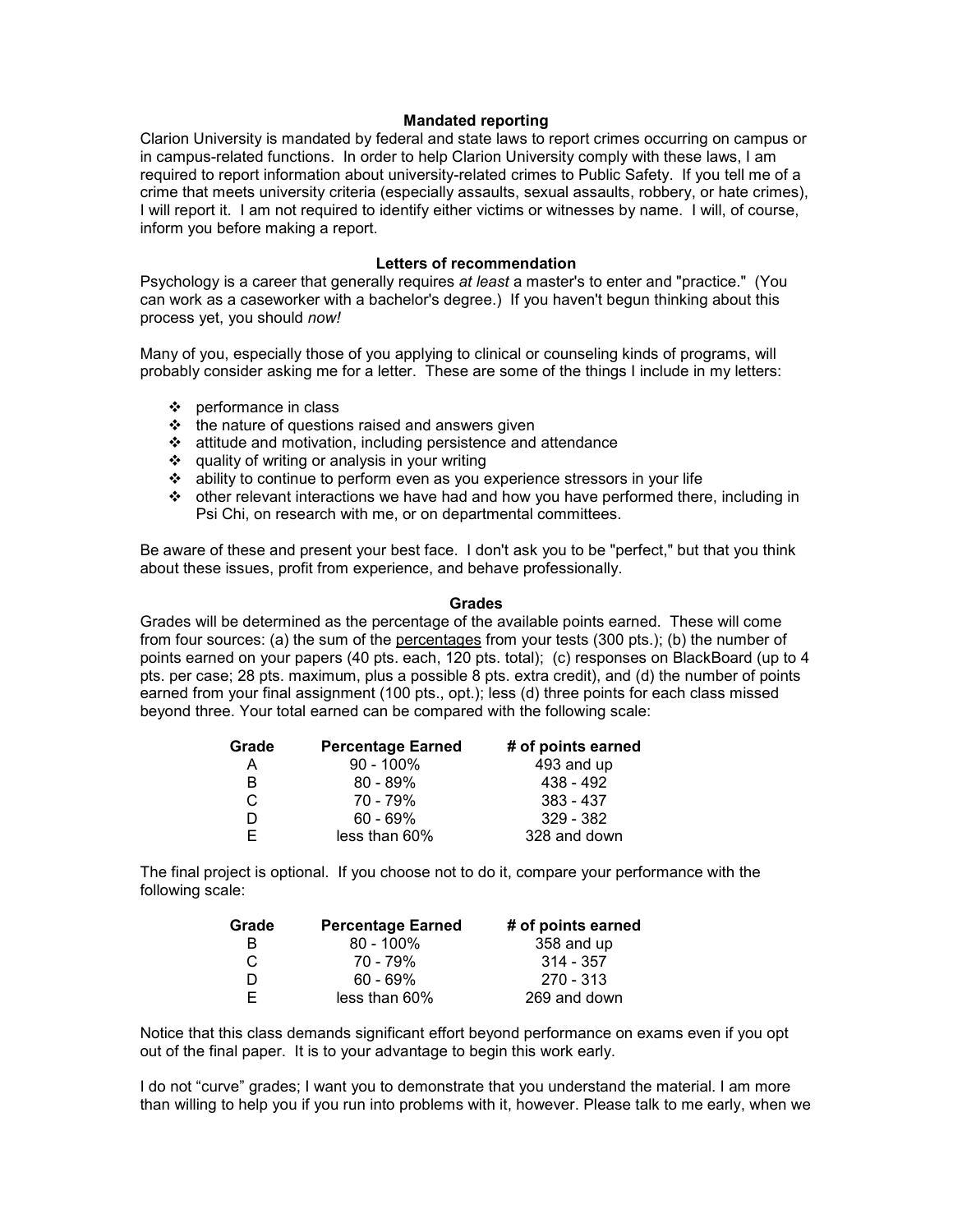### Mandated reporting

Clarion University is mandated by federal and state laws to report crimes occurring on campus or in campus-related functions. In order to help Clarion University comply with these laws, I am required to report information about university-related crimes to Public Safety. If you tell me of a crime that meets university criteria (especially assaults, sexual assaults, robbery, or hate crimes), I will report it. I am not required to identify either victims or witnesses by name. I will, of course, inform you before making a report.

### Letters of recommendation

Psychology is a career that generally requires *at least* a master's to enter and "practice." (You can work as a caseworker with a bachelor's degree.) If you haven't begun thinking about this process yet, you should *now!*

Many of you, especially those of you applying to clinical or counseling kinds of programs, will probably consider asking me for a letter. These are some of the things I include in my letters:

- performance in class
- the nature of questions raised and answers given
- attitude and motivation, including persistence and attendance
- quality of writing or analysis in your writing
- ability to continue to perform even as you experience stressors in your life
- other relevant interactions we have had and how you have performed there, including in Psi Chi, on research with me, or on departmental committees.

Be aware of these and present your best face. I don't ask you to be "perfect," but that you think about these issues, profit from experience, and behave professionally.

### Grades

Grades will be determined as the percentage of the available points earned. These will come from four sources: (a) the sum of the <u>percentages</u> from your tests (300 pts.); (b) the number of points earned on your papers (40 pts. each, 120 pts. total); (c) responses on BlackBoard (up to 4 pts. per case; 28 pts. maximum, plus a possible 8 pts. extra credit), and (d) the number of points earned from your final assignment (100 pts., opt.); less (d) three points for each class missed beyond three. Your total earned can be compared with the following scale:

| Grade | Percentage Earned | # of points earned |
|---|---|---|
| A | 90 - 100% | 493 and up |
| B | 80 - 89% | 438 - 492 |
| C | 70 - 79% | 383 - 437 |
| D | 60 - 69% | 329 - 382 |
| E | less than 60% | 328 and down |

The final project is optional. If you choose not to do it, compare your performance with the following scale:

| Grade | Percentage Earned | # of points earned |
|---|---|---|
| B | 80 - 100% | 358 and up |
| C | 70 - 79% | 314 - 357 |
| D | 60 - 69% | 270 - 313 |
| E | less than 60% | 269 and down |

Notice that this class demands significant effort beyond performance on exams even if you opt out of the final paper. It is to your advantage to begin this work early.

I do not "curve" grades; I want you to demonstrate that you understand the material. I am more than willing to help you if you run into problems with it, however. Please talk to me early, when we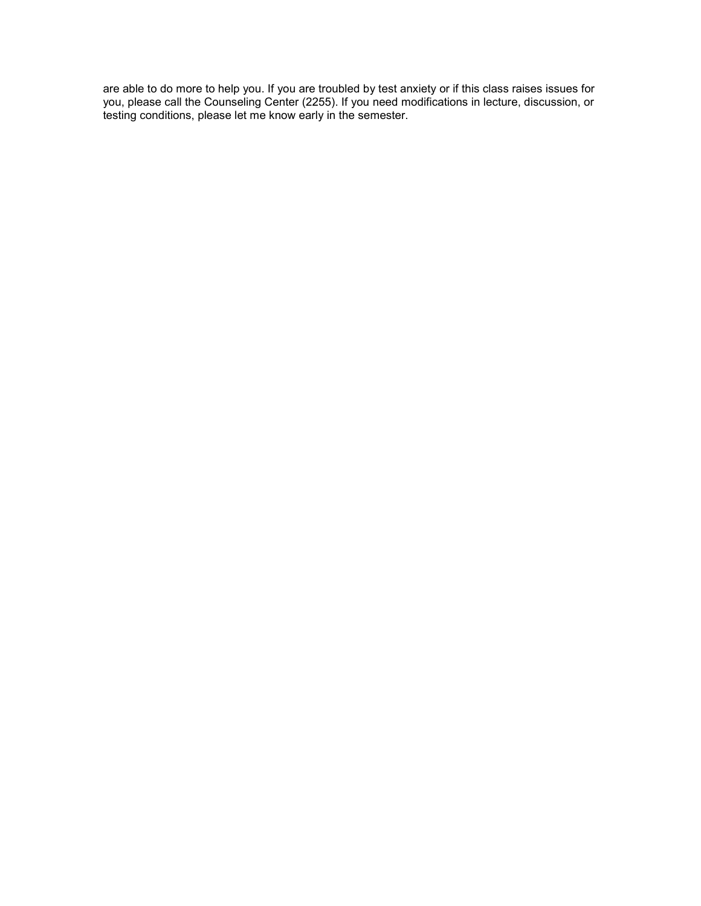are able to do more to help you. If you are troubled by test anxiety or if this class raises issues for you, please call the Counseling Center (2255). If you need modifications in lecture, discussion, or testing conditions, please let me know early in the semester.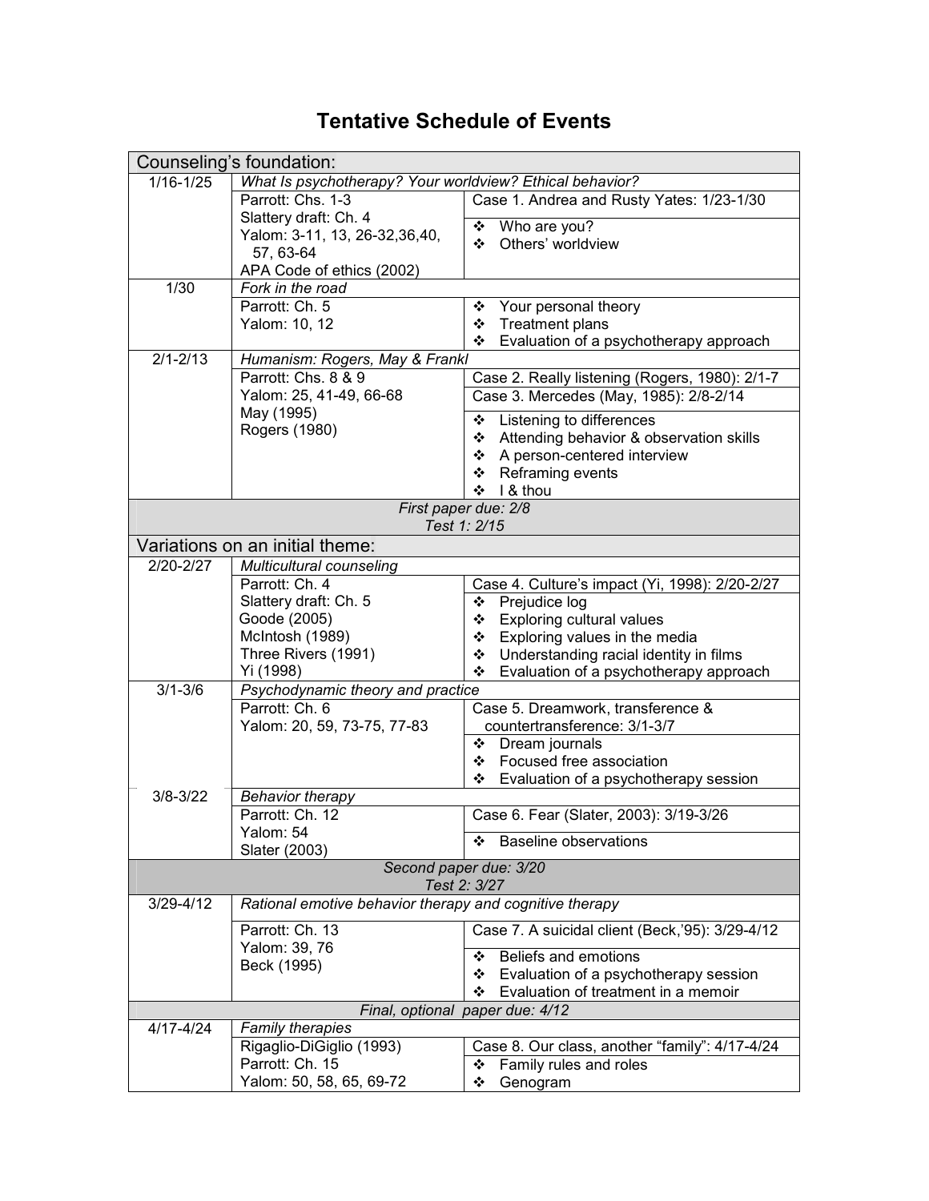# Tentative Schedule of Events

| Dates | Readings | Cases & Activities |
|---|---|---|
| **Counseling's foundation:** | | |
| 1/16-1/25 | *What Is psychotherapy? Your worldview? Ethical behavior?* | |
| | Parrott: Chs. 1-3<br>Slattery draft: Ch. 4<br>Yalom: 3-11, 13, 26-32,36,40, 57, 63-64<br>APA Code of ethics (2002) | Case 1. Andrea and Rusty Yates: 1/23-1/30<br>❖ Who are you?<br>❖ Others' worldview |
| 1/30 | *Fork in the road* | |
| | Parrott: Ch. 5<br>Yalom: 10, 12 | ❖ Your personal theory<br>❖ Treatment plans<br>❖ Evaluation of a psychotherapy approach |
| 2/1-2/13 | *Humanism: Rogers, May & Frankl* | |
| | Parrott: Chs. 8 & 9<br>Yalom: 25, 41-49, 66-68<br>May (1995)<br>Rogers (1980) | Case 2. Really listening (Rogers, 1980): 2/1-7<br>Case 3. Mercedes (May, 1985): 2/8-2/14<br>❖ Listening to differences<br>❖ Attending behavior & observation skills<br>❖ A person-centered interview<br>❖ Reframing events<br>❖ I & thou |
| | *First paper due: 2/8*<br>*Test 1: 2/15* | |
| **Variations on an initial theme:** | | |
| 2/20-2/27 | *Multicultural counseling* | |
| | Parrott: Ch. 4<br>Slattery draft: Ch. 5<br>Goode (2005)<br>McIntosh (1989)<br>Three Rivers (1991)<br>Yi (1998) | Case 4. Culture's impact (Yi, 1998): 2/20-2/27<br>❖ Prejudice log<br>❖ Exploring cultural values<br>❖ Exploring values in the media<br>❖ Understanding racial identity in films<br>❖ Evaluation of a psychotherapy approach |
| 3/1-3/6 | *Psychodynamic theory and practice* | |
| | Parrott: Ch. 6<br>Yalom: 20, 59, 73-75, 77-83 | Case 5. Dreamwork, transference & countertransference: 3/1-3/7<br>❖ Dream journals<br>❖ Focused free association<br>❖ Evaluation of a psychotherapy session |
| 3/8-3/22 | *Behavior therapy* | |
| | Parrott: Ch. 12<br>Yalom: 54<br>Slater (2003) | Case 6. Fear (Slater, 2003): 3/19-3/26<br>❖ Baseline observations |
| | *Second paper due: 3/20*<br>*Test 2: 3/27* | |
| 3/29-4/12 | *Rational emotive behavior therapy and cognitive therapy* | |
| | Parrott: Ch. 13<br>Yalom: 39, 76<br>Beck (1995) | Case 7. A suicidal client (Beck,'95): 3/29-4/12<br>❖ Beliefs and emotions<br>❖ Evaluation of a psychotherapy session<br>❖ Evaluation of treatment in a memoir |
| | *Final, optional paper due: 4/12* | |
| 4/17-4/24 | *Family therapies* | |
| | Rigaglio-DiGiglio (1993)<br>Parrott: Ch. 15<br>Yalom: 50, 58, 65, 69-72 | Case 8. Our class, another "family": 4/17-4/24<br>❖ Family rules and roles<br>❖ Genogram |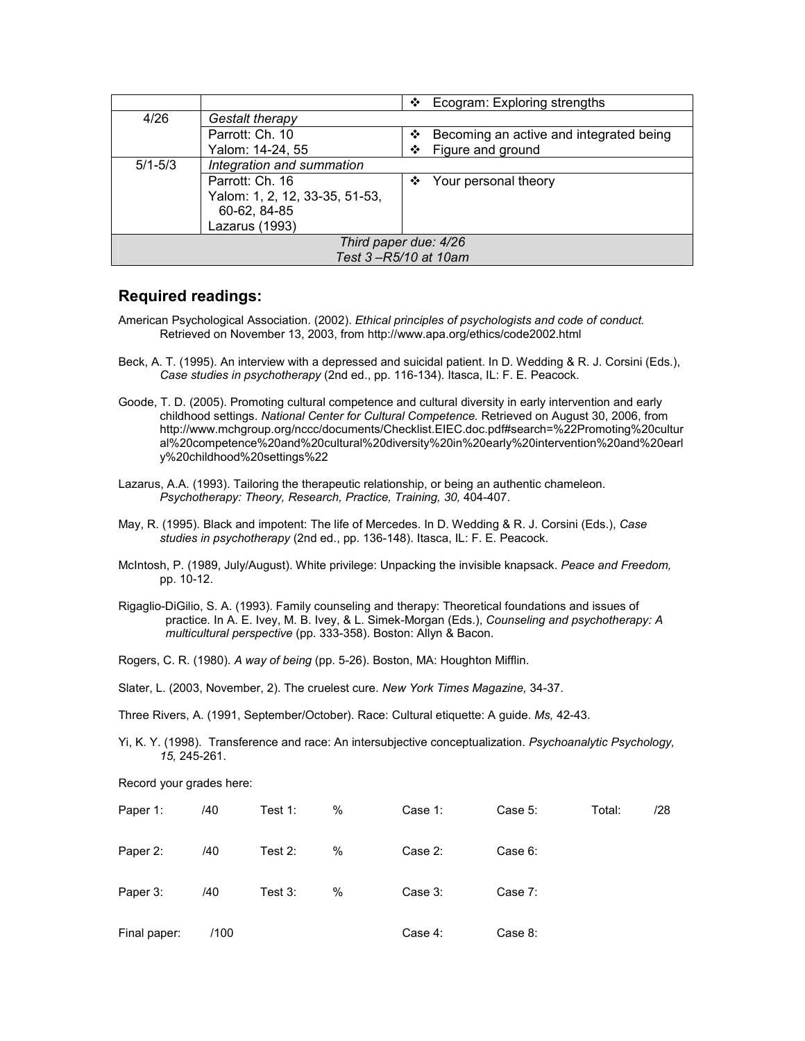| | | |
|---|---|---|
| | | ❖ Ecogram: Exploring strengths |
| 4/26 | *Gestalt therapy* | |
| | Parrott: Ch. 10<br>Yalom: 14-24, 55 | ❖ Becoming an active and integrated being<br>❖ Figure and ground |
| 5/1-5/3 | *Integration and summation* | |
| | Parrott: Ch. 16<br>Yalom: 1, 2, 12, 33-35, 51-53, 60-62, 84-85<br>Lazarus (1993) | ❖ Your personal theory |
| *Third paper due: 4/26*<br>*Test 3 –R5/10 at 10am* | | |

## Required readings:

American Psychological Association. (2002). *Ethical principles of psychologists and code of conduct.* Retrieved on November 13, 2003, from http://www.apa.org/ethics/code2002.html

Beck, A. T. (1995). An interview with a depressed and suicidal patient. In D. Wedding & R. J. Corsini (Eds.), *Case studies in psychotherapy* (2nd ed., pp. 116-134). Itasca, IL: F. E. Peacock.

Goode, T. D. (2005). Promoting cultural competence and cultural diversity in early intervention and early childhood settings. *National Center for Cultural Competence.* Retrieved on August 30, 2006, from http://www.mchgroup.org/nccc/documents/Checklist.EIEC.doc.pdf#search=%22Promoting%20cultural%20competence%20and%20cultural%20diversity%20in%20early%20intervention%20and%20early%20childhood%20settings%22

Lazarus, A.A. (1993). Tailoring the therapeutic relationship, or being an authentic chameleon. *Psychotherapy: Theory, Research, Practice, Training, 30,* 404-407.

May, R. (1995). Black and impotent: The life of Mercedes. In D. Wedding & R. J. Corsini (Eds.), *Case studies in psychotherapy* (2nd ed., pp. 136-148). Itasca, IL: F. E. Peacock.

McIntosh, P. (1989, July/August). White privilege: Unpacking the invisible knapsack. *Peace and Freedom,* pp. 10-12.

Rigaglio-DiGilio, S. A. (1993). Family counseling and therapy: Theoretical foundations and issues of practice. In A. E. Ivey, M. B. Ivey, & L. Simek-Morgan (Eds.), *Counseling and psychotherapy: A multicultural perspective* (pp. 333-358). Boston: Allyn & Bacon.

Rogers, C. R. (1980). *A way of being* (pp. 5-26). Boston, MA: Houghton Mifflin.

Slater, L. (2003, November, 2). The cruelest cure. *New York Times Magazine,* 34-37.

Three Rivers, A. (1991, September/October). Race: Cultural etiquette: A guide. *Ms,* 42-43.

Yi, K. Y. (1998). Transference and race: An intersubjective conceptualization. *Psychoanalytic Psychology, 15,* 245-261.

Record your grades here:

| | | | | | | | |
|---|---|---|---|---|---|---|---|
| Paper 1: | /40 | Test 1: | % | Case 1: | Case 5: | Total: | /28 |
| Paper 2: | /40 | Test 2: | % | Case 2: | Case 6: | | |
| Paper 3: | /40 | Test 3: | % | Case 3: | Case 7: | | |
| Final paper: | /100 | | | Case 4: | Case 8: | | |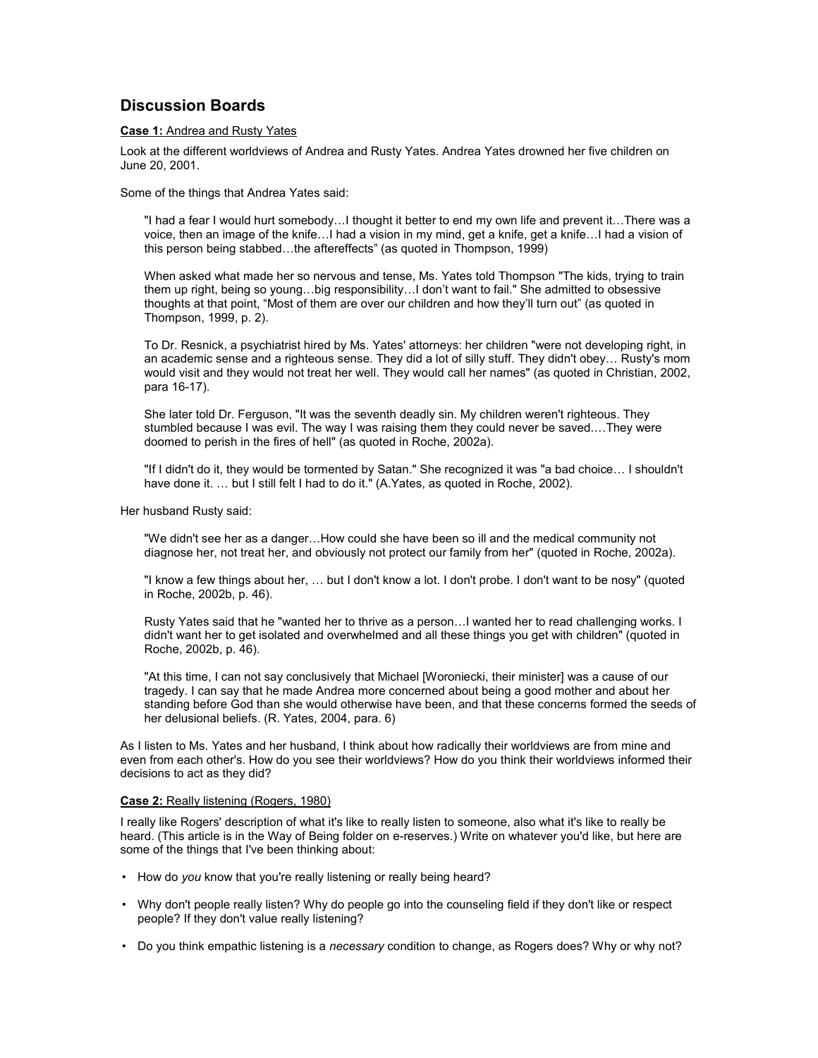## Discussion Boards

**<u>Case 1:</u>** <u>Andrea and Rusty Yates</u>

Look at the different worldviews of Andrea and Rusty Yates. Andrea Yates drowned her five children on June 20, 2001.

Some of the things that Andrea Yates said:

> "I had a fear I would hurt somebody…I thought it better to end my own life and prevent it…There was a voice, then an image of the knife…I had a vision in my mind, get a knife, get a knife…I had a vision of this person being stabbed…the aftereffects" (as quoted in Thompson, 1999)
>
> When asked what made her so nervous and tense, Ms. Yates told Thompson "The kids, trying to train them up right, being so young…big responsibility…I don't want to fail." She admitted to obsessive thoughts at that point, "Most of them are over our children and how they'll turn out" (as quoted in Thompson, 1999, p. 2).
>
> To Dr. Resnick, a psychiatrist hired by Ms. Yates' attorneys: her children "were not developing right, in an academic sense and a righteous sense. They did a lot of silly stuff. They didn't obey… Rusty's mom would visit and they would not treat her well. They would call her names" (as quoted in Christian, 2002, para 16-17).
>
> She later told Dr. Ferguson, "It was the seventh deadly sin. My children weren't righteous. They stumbled because I was evil. The way I was raising them they could never be saved.…They were doomed to perish in the fires of hell" (as quoted in Roche, 2002a).
>
> "If I didn't do it, they would be tormented by Satan." She recognized it was "a bad choice… I shouldn't have done it. … but I still felt I had to do it." (A.Yates, as quoted in Roche, 2002).

Her husband Rusty said:

> "We didn't see her as a danger…How could she have been so ill and the medical community not diagnose her, not treat her, and obviously not protect our family from her" (quoted in Roche, 2002a).
>
> "I know a few things about her, … but I don't know a lot. I don't probe. I don't want to be nosy" (quoted in Roche, 2002b, p. 46).
>
> Rusty Yates said that he "wanted her to thrive as a person…I wanted her to read challenging works. I didn't want her to get isolated and overwhelmed and all these things you get with children" (quoted in Roche, 2002b, p. 46).
>
> "At this time, I can not say conclusively that Michael [Woroniecki, their minister] was a cause of our tragedy. I can say that he made Andrea more concerned about being a good mother and about her standing before God than she would otherwise have been, and that these concerns formed the seeds of her delusional beliefs. (R. Yates, 2004, para. 6)

As I listen to Ms. Yates and her husband, I think about how radically their worldviews are from mine and even from each other's. How do you see their worldviews? How do you think their worldviews informed their decisions to act as they did?

**<u>Case 2:</u>** <u>Really listening (Rogers, 1980)</u>

I really like Rogers' description of what it's like to really listen to someone, also what it's like to really be heard. (This article is in the Way of Being folder on e-reserves.) Write on whatever you'd like, but here are some of the things that I've been thinking about:

- How do *you* know that you're really listening or really being heard?
- Why don't people really listen? Why do people go into the counseling field if they don't like or respect people? If they don't value really listening?
- Do you think empathic listening is a *necessary* condition to change, as Rogers does? Why or why not?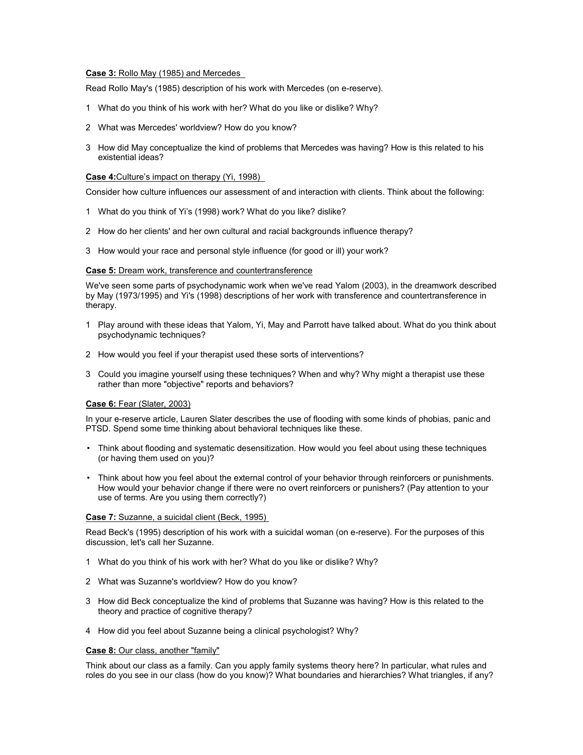**Case 3:** Rollo May (1985) and Mercedes

Read Rollo May's (1985) description of his work with Mercedes (on e-reserve).

1 What do you think of his work with her? What do you like or dislike? Why?

2 What was Mercedes' worldview? How do you know?

3 How did May conceptualize the kind of problems that Mercedes was having? How is this related to his existential ideas?

**Case 4:** Culture's impact on therapy (Yi, 1998)

Consider how culture influences our assessment of and interaction with clients. Think about the following:

1 What do you think of Yi's (1998) work? What do you like? dislike?

2 How do her clients' and her own cultural and racial backgrounds influence therapy?

3 How would your race and personal style influence (for good or ill) your work?

**Case 5:** Dream work, transference and countertransference

We've seen some parts of psychodynamic work when we've read Yalom (2003), in the dreamwork described by May (1973/1995) and Yi's (1998) descriptions of her work with transference and countertransference in therapy.

1 Play around with these ideas that Yalom, Yi, May and Parrott have talked about. What do you think about psychodynamic techniques?

2 How would you feel if your therapist used these sorts of interventions?

3 Could you imagine yourself using these techniques? When and why? Why might a therapist use these rather than more "objective" reports and behaviors?

**Case 6:** Fear (Slater, 2003)

In your e-reserve article, Lauren Slater describes the use of flooding with some kinds of phobias, panic and PTSD. Spend some time thinking about behavioral techniques like these.

- Think about flooding and systematic desensitization. How would you feel about using these techniques (or having them used on you)?
- Think about how you feel about the external control of your behavior through reinforcers or punishments. How would your behavior change if there were no overt reinforcers or punishers? (Pay attention to your use of terms. Are you using them correctly?)

**Case 7:** Suzanne, a suicidal client (Beck, 1995)

Read Beck's (1995) description of his work with a suicidal woman (on e-reserve). For the purposes of this discussion, let's call her Suzanne.

1 What do you think of his work with her? What do you like or dislike? Why?

2 What was Suzanne's worldview? How do you know?

3 How did Beck conceptualize the kind of problems that Suzanne was having? How is this related to the theory and practice of cognitive therapy?

4 How did you feel about Suzanne being a clinical psychologist? Why?

**Case 8:** Our class, another "family"

Think about our class as a family. Can you apply family systems theory here? In particular, what rules and roles do you see in our class (how do you know)? What boundaries and hierarchies? What triangles, if any?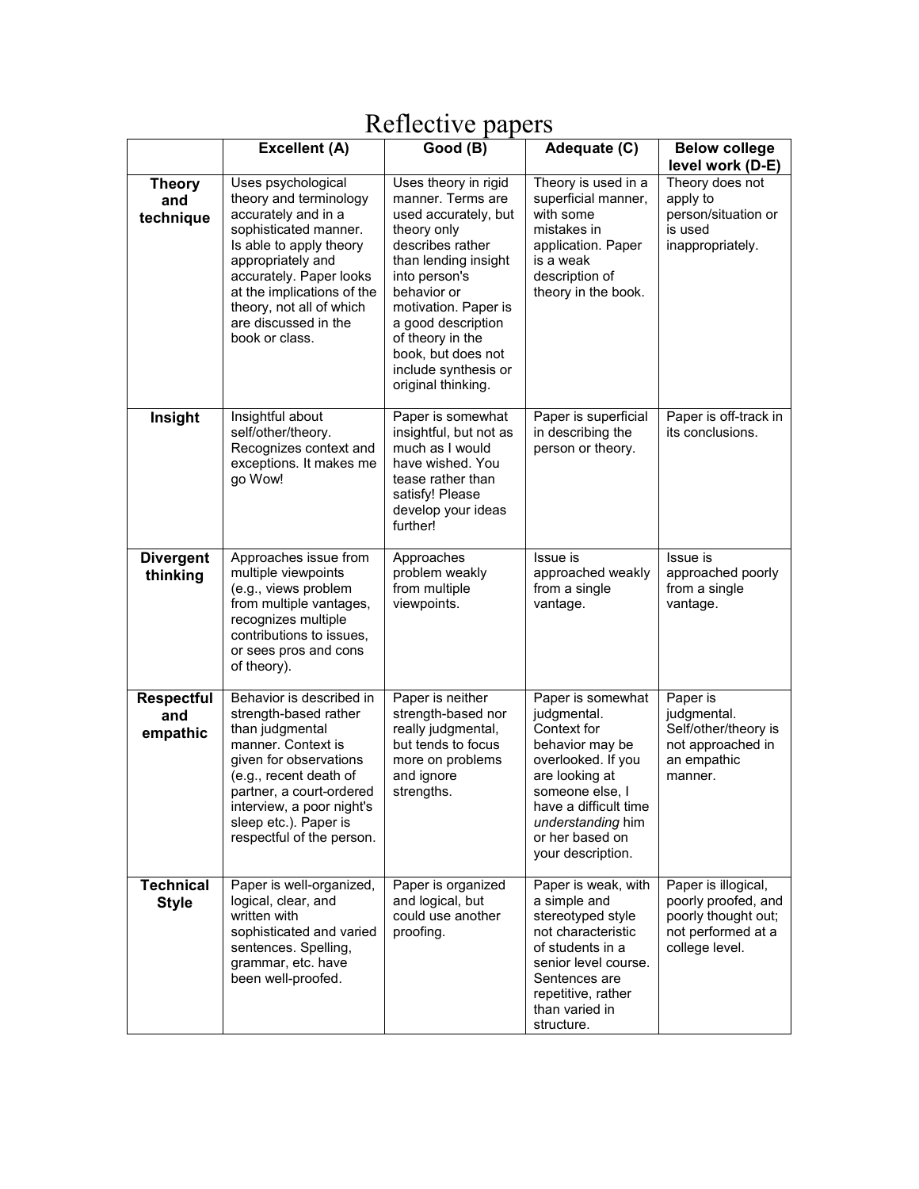# Reflective papers

| | Excellent (A) | Good (B) | Adequate (C) | Below college level work (D-E) |
|---|---|---|---|---|
| **Theory and technique** | Uses psychological theory and terminology accurately and in a sophisticated manner. Is able to apply theory appropriately and accurately. Paper looks at the implications of the theory, not all of which are discussed in the book or class. | Uses theory in rigid manner. Terms are used accurately, but theory only describes rather than lending insight into person's behavior or motivation. Paper is a good description of theory in the book, but does not include synthesis or original thinking. | Theory is used in a superficial manner, with some mistakes in application. Paper is a weak description of theory in the book. | Theory does not apply to person/situation or is used inappropriately. |
| **Insight** | Insightful about self/other/theory. Recognizes context and exceptions. It makes me go Wow! | Paper is somewhat insightful, but not as much as I would have wished. You tease rather than satisfy! Please develop your ideas further! | Paper is superficial in describing the person or theory. | Paper is off-track in its conclusions. |
| **Divergent thinking** | Approaches issue from multiple viewpoints (e.g., views problem from multiple vantages, recognizes multiple contributions to issues, or sees pros and cons of theory). | Approaches problem weakly from multiple viewpoints. | Issue is approached weakly from a single vantage. | Issue is approached poorly from a single vantage. |
| **Respectful and empathic** | Behavior is described in strength-based rather than judgmental manner. Context is given for observations (e.g., recent death of partner, a court-ordered interview, a poor night's sleep etc.). Paper is respectful of the person. | Paper is neither strength-based nor really judgmental, but tends to focus more on problems and ignore strengths. | Paper is somewhat judgmental. Context for behavior may be overlooked. If you are looking at someone else, I have a difficult time *understanding* him or her based on your description. | Paper is judgmental. Self/other/theory is not approached in an empathic manner. |
| **Technical Style** | Paper is well-organized, logical, clear, and written with sophisticated and varied sentences. Spelling, grammar, etc. have been well-proofed. | Paper is organized and logical, but could use another proofing. | Paper is weak, with a simple and stereotyped style not characteristic of students in a senior level course. Sentences are repetitive, rather than varied in structure. | Paper is illogical, poorly proofed, and poorly thought out; not performed at a college level. |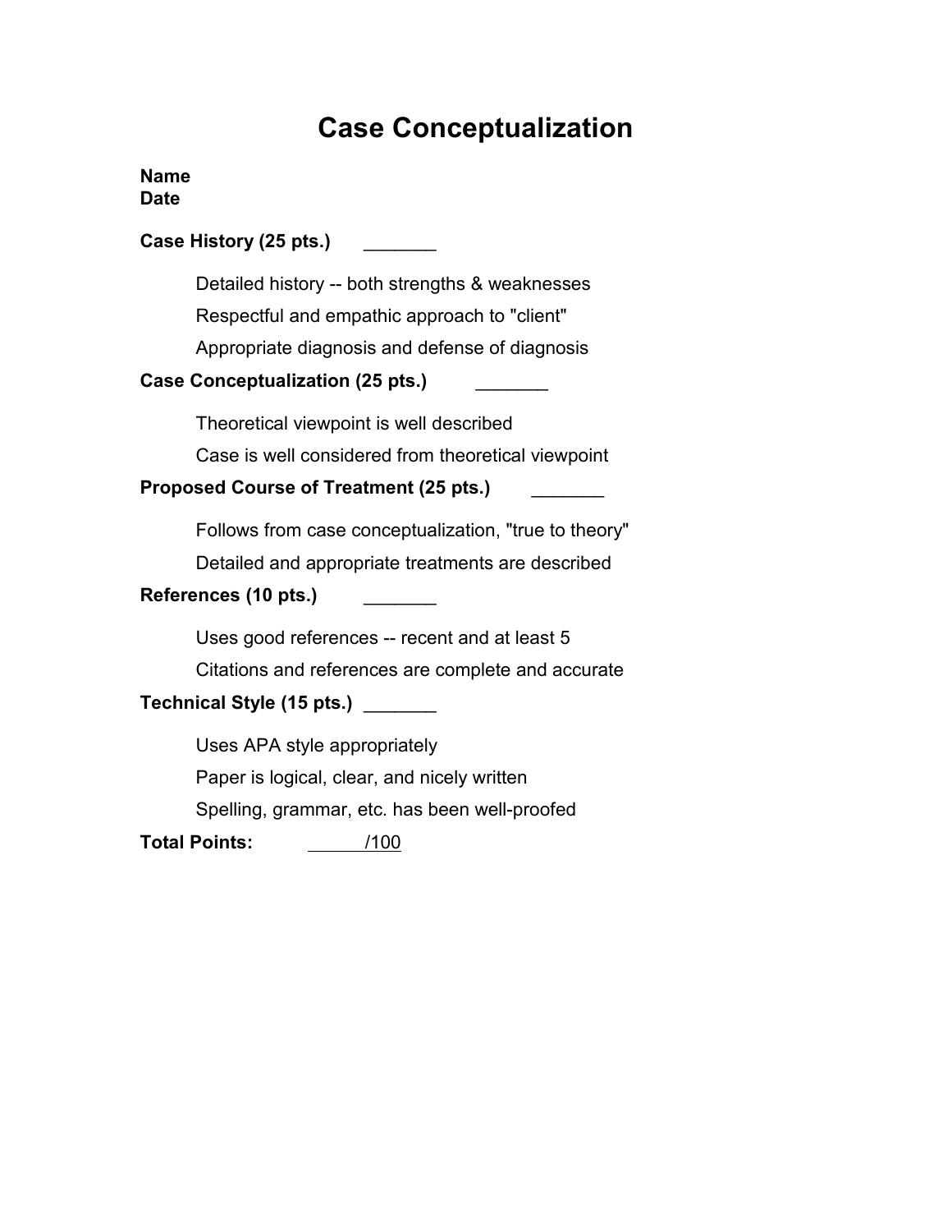# Case Conceptualization

**Name**
**Date**

**Case History (25 pts.)** _______

- Detailed history -- both strengths & weaknesses
- Respectful and empathic approach to "client"
- Appropriate diagnosis and defense of diagnosis

**Case Conceptualization (25 pts.)** _______

- Theoretical viewpoint is well described
- Case is well considered from theoretical viewpoint

**Proposed Course of Treatment (25 pts.)** _______

- Follows from case conceptualization, "true to theory"
- Detailed and appropriate treatments are described

**References (10 pts.)** _______

- Uses good references -- recent and at least 5
- Citations and references are complete and accurate

**Technical Style (15 pts.)** _______

- Uses APA style appropriately
- Paper is logical, clear, and nicely written
- Spelling, grammar, etc. has been well-proofed

**Total Points:** ______/100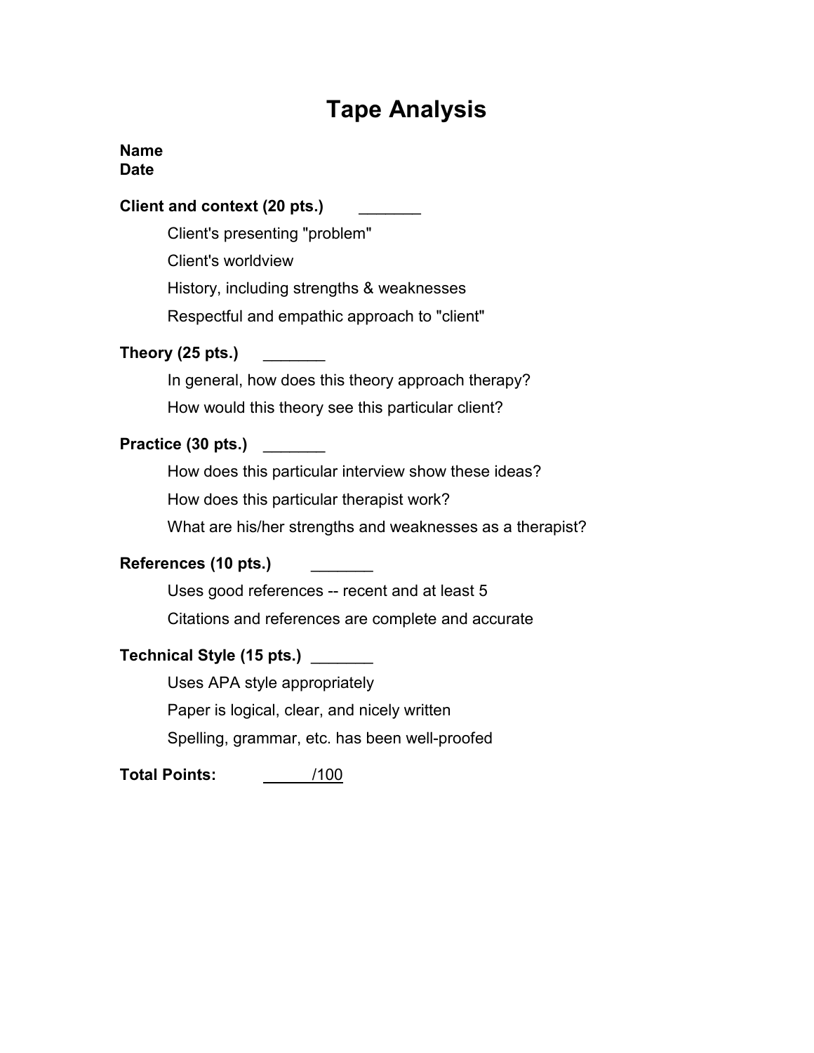# Tape Analysis

**Name**
**Date**

**Client and context (20 pts.)** _______

- Client's presenting "problem"
- Client's worldview
- History, including strengths & weaknesses
- Respectful and empathic approach to "client"

**Theory (25 pts.)** _______

- In general, how does this theory approach therapy?
- How would this theory see this particular client?

**Practice (30 pts.)** _______

- How does this particular interview show these ideas?
- How does this particular therapist work?
- What are his/her strengths and weaknesses as a therapist?

**References (10 pts.)** _______

- Uses good references -- recent and at least 5
- Citations and references are complete and accurate

**Technical Style (15 pts.)** _______

- Uses APA style appropriately
- Paper is logical, clear, and nicely written
- Spelling, grammar, etc. has been well-proofed

**Total Points:** ______/100